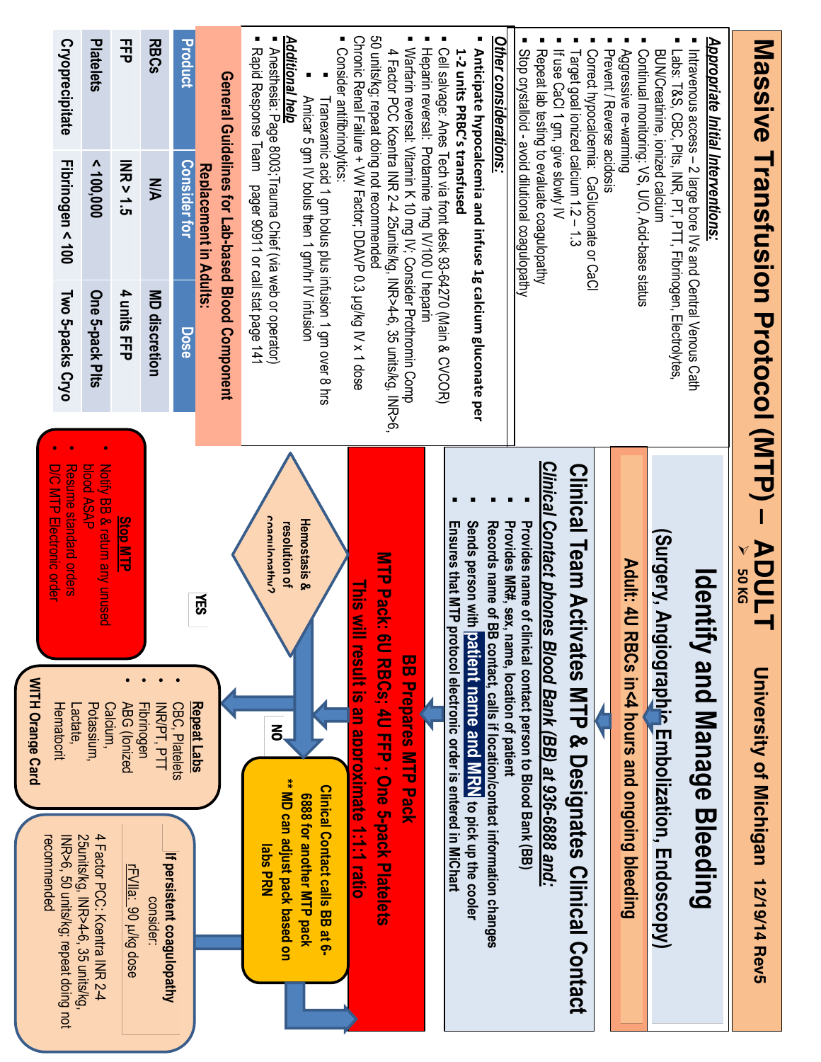# Massive Transfusion Protocol (MTP) – ADULT

University of Michigan 12/19/14 Rev5

➢ 50 KG

## Appropriate Initial Interventions:

- Intravenous access – 2 large bore IVs and Central Venous Cath
- Labs: T&S, CBC, Plts, INR, PT, PTT, Fibrinogen, Electrolytes, BUN/Creatinine, ionized calcium
- Continual monitoring: VS, U/O, Acid-base status
- Aggressive re-warming
- Prevent / Reverse acidosis
- Correct hypocalcemia: CaGluconate or CaCl
- Target goal ionized calcium 1.2 – 1.3
- If use CaCl 1 gm, give slowly IV
- Repeat lab testing to evaluate coagulopathy
- Stop crystalloid - avoid dilutional coagulopathy

## Other considerations:

- **Anticipate hypocalcemia and infuse 1g calcium gluconate per 1-2 units PRBC's transfused**
- Cell salvage: Anes Tech via front desk 93-64270 (Main & CVCOR)
- Heparin reversal: Protamine 1mg IV/100 U heparin
- Warfarin reversal: Vitamin K 10 mg IV; Consider Prothrombin Comp 4 Factor PCC Kcentra INR 2-4 25units/kg, INR>4-6, 35 units/kg, INR>6, 50 units/kg; repeat doing not recommended
- Chronic Renal Failure + VW Factor; DDAVP 0.3 µg/kg IV x 1 dose
- Consider antifibrinolytics:
  - Tranexamic acid 1 gm bolus plus infusion 1 gm over 8 hrs
  - Amicar 5 gm IV bolus then 1 gm/hr IV infusion

## Additional help

- Anesthesia: Page 8003; Trauma Chief (via web or operator)
- Rapid Response Team pager 9911 or call stat page 141

## General Guidelines for Lab-based Blood Component Replacement in Adults:

| Product | Consider for | Dose |
|---|---|---|
| RBCs | N/A | MD discretion |
| FFP | INR > 1.5 | 4 units FFP |
| Platelets | < 100,000 | One 5-pack Plts |
| Cryoprecipitate | Fibrinogen < 100 | Two 5-packs Cryo |

---

# Identify and Manage Bleeding

**(Surgery, Angiographic Embolization, Endoscopy)**

**Adult: 4U RBCs in<4 hours and ongoing bleeding**

↓

## Clinical Team Activates MTP & Designates Clinical Contact

### Clinical Contact phones Blood Bank (BB) at 936-6888 and:

- Provides name of clinical contact person to Blood Bank (BB)
- Provides MR#, sex, name, location of patient
- Records name of BB contact, calls if location/contact information changes
- Sends person with **patient name and MRN** to pick up the cooler
- Ensures that MTP protocol electronic order is entered in MiChart

↓

## BB Prepares MTP Pack

**MTP Pack: 6U RBCs; 4U FFP ; One 5-pack Platelets**

**This will result in an approximate 1:1:1 ratio**

↓

**Hemostasis & resolution of coagulopathy?**

**YES** →

**Stop MTP**

- Notify BB & return any unused blood ASAP
- Resume standard orders
- D/C MTP Electronic order

**NO** →

**Repeat Labs**

- CBC, Platelets
- INR/PT, PTT
- Fibrinogen
- ABG (Ionized Calcium, Potassium, Lactate, Hematocrit

**WITH Orange Card**

**Clinical Contact calls BB at 6-6888 for another MTP pack**

**\*\* MD can adjust pack based on labs PRN**

**If persistent coagulopathy consider:**

rFVIIa: 90 µ/kg dose

4 Factor PCC: Kcentra INR 2-4 25units/kg, INR>4-6, 35 units/kg, INR>6, 50 units/kg: repeat doing not recommended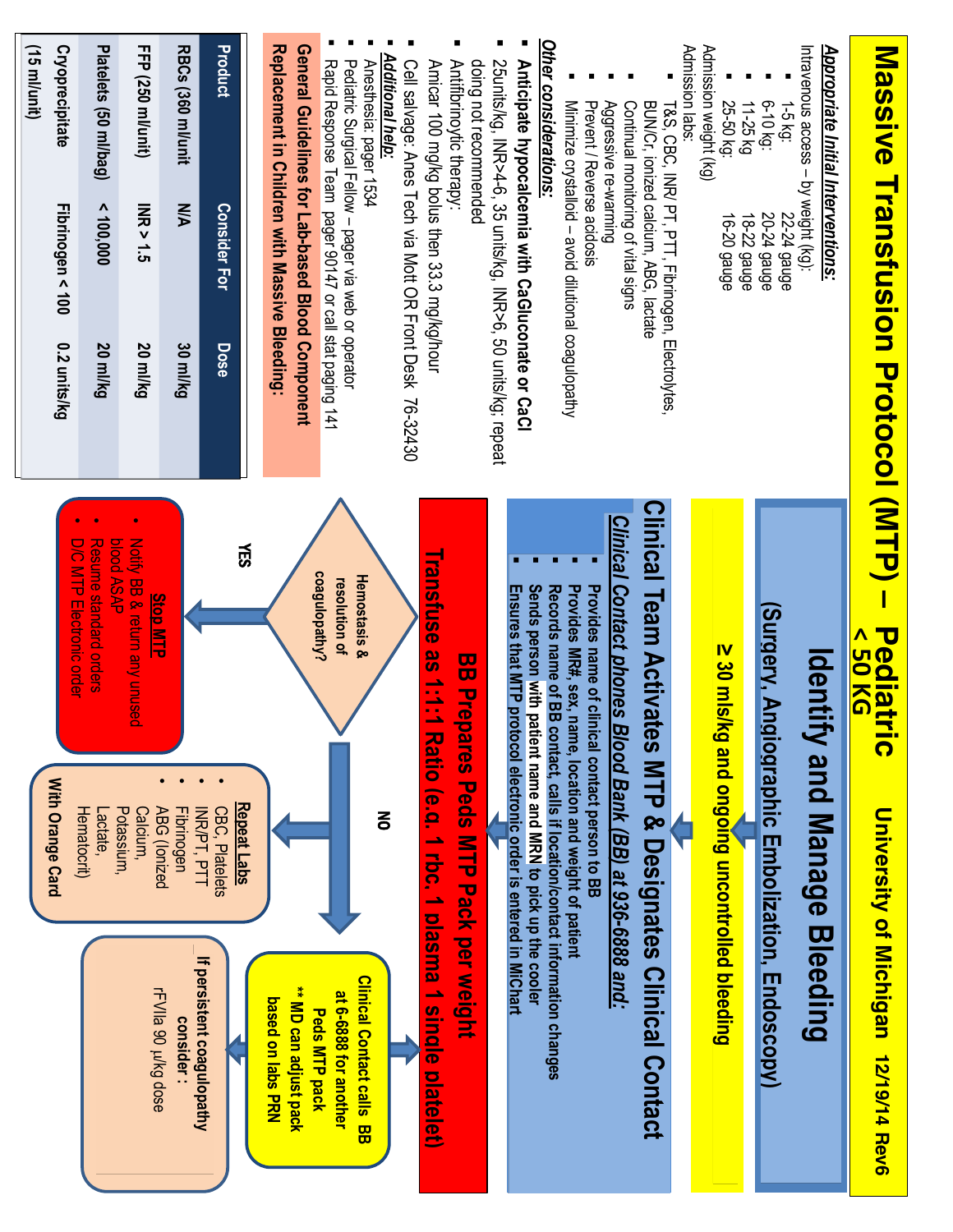# Massive Transfusion Protocol (MTP) – Pediatric < 50 KG

University of Michigan 12/19/14 Rev6

## Appropriate Initial Interventions:

Intravenous access – by weight (kg):

- 1-5 kg: 22-24 gauge
- 6-10 kg: 20-24 gauge
- 11-25 kg 18-22 gauge
- 25-50 kg: 16-20 gauge

Admission weight (kg)

Admission labs:

- T&S, CBC, INR/ PT, PTT, Fibrinogen, Electrolytes, BUN/Cr, ionized calcium, ABG, lactate
- Continual monitoring of vital signs
- Aggressive re-warming
- Prevent / Reverse acidosis
- Minimize crystalloid – avoid dilutional coagulopathy

## Other considerations:

- **Anticipate hypocalcemia with CaGluconate or CaCl**
- 25units/kg, INR>4-6, 35 units/kg, INR>6, 50 units/kg; repeat doing not recommended
- Antifibrinolytic therapy: Amicar 100 mg/kg bolus then 33.3 mg/kg/hour
- Cell salvage: Anes Tech via Mott OR Front Desk 76-32430

## Additional help:

- Anesthesia: pager 1534
- Pediatric Surgical Fellow – pager via web or operator
- Rapid Response Team pager 90147 or call stat paging 141

## General Guidelines for Lab-based Blood Component Replacement in Children with Massive Bleeding:

| Product | Consider For | Dose |
|---|---|---|
| RBCs (360 ml/unit | N/A | 30 ml/kg |
| FFP (250 ml/unit) | INR > 1.5 | 20 ml/kg |
| Platelets (50 ml/bag) | < 100,000 | 20 ml/kg |
| Cryoprecipitate (15 ml/unit) | Fibrinogen < 100 | 0.2 units/kg |

---

## Identify and Manage Bleeding

(Surgery, Angiographic Embolization, Endoscopy)

**≥ 30 mls/kg and ongoing uncontrolled bleeding**

## Clinical Team Activates MTP & Designates Clinical Contact

*Clinical Contact phones Blood Bank (BB) at 936-6888 and:*

- Provides name of clinical contact person to BB
- Provides MR#, sex, name, location and weight of patient
- Records name of BB contact, calls if location/contact information changes
- Sends person with patient name and MRN to pick up the cooler
- Ensures that MTP protocol electronic order is entered in MiChart

## BB Prepares Peds MTP Pack per weight

**Transfuse as 1:1:1 Ratio (e.g. 1 rbc, 1 plasma 1 single platelet)**

**Hemostasis & resolution of coagulopathy?**

**YES** →

**Stop MTP**

- Notify BB & return any unused blood ASAP
- Resume standard orders
- D/C MTP Electronic order

**NO** →

**Repeat Labs**

- CBC, Platelets
- INR/PT, PTT
- Fibrinogen
- ABG (Ionized Calcium, Potassium, Lactate, Hematocrit)

**With Orange Card**

**Clinical Contact calls BB at 6-6888 for another Peds MTP pack**
**\*\* MD can adjust pack based on labs PRN**

**If persistent coagulopathy consider :**

rFVIIa 90 µ/kg dose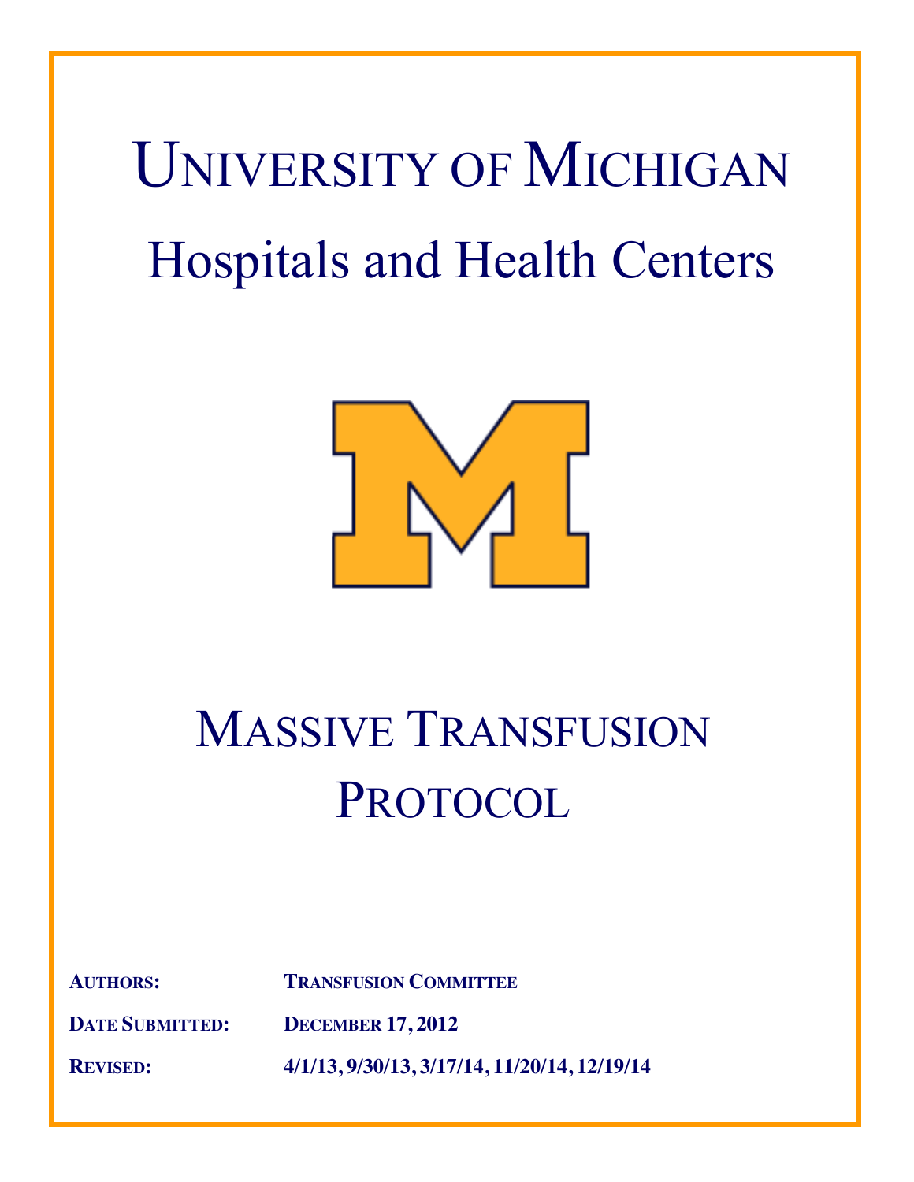# University of Michigan

# Hospitals and Health Centers

# Massive Transfusion Protocol

**Authors:** **Transfusion Committee**

**Date Submitted:** **December 17, 2012**

**Revised:** **4/1/13, 9/30/13, 3/17/14, 11/20/14, 12/19/14**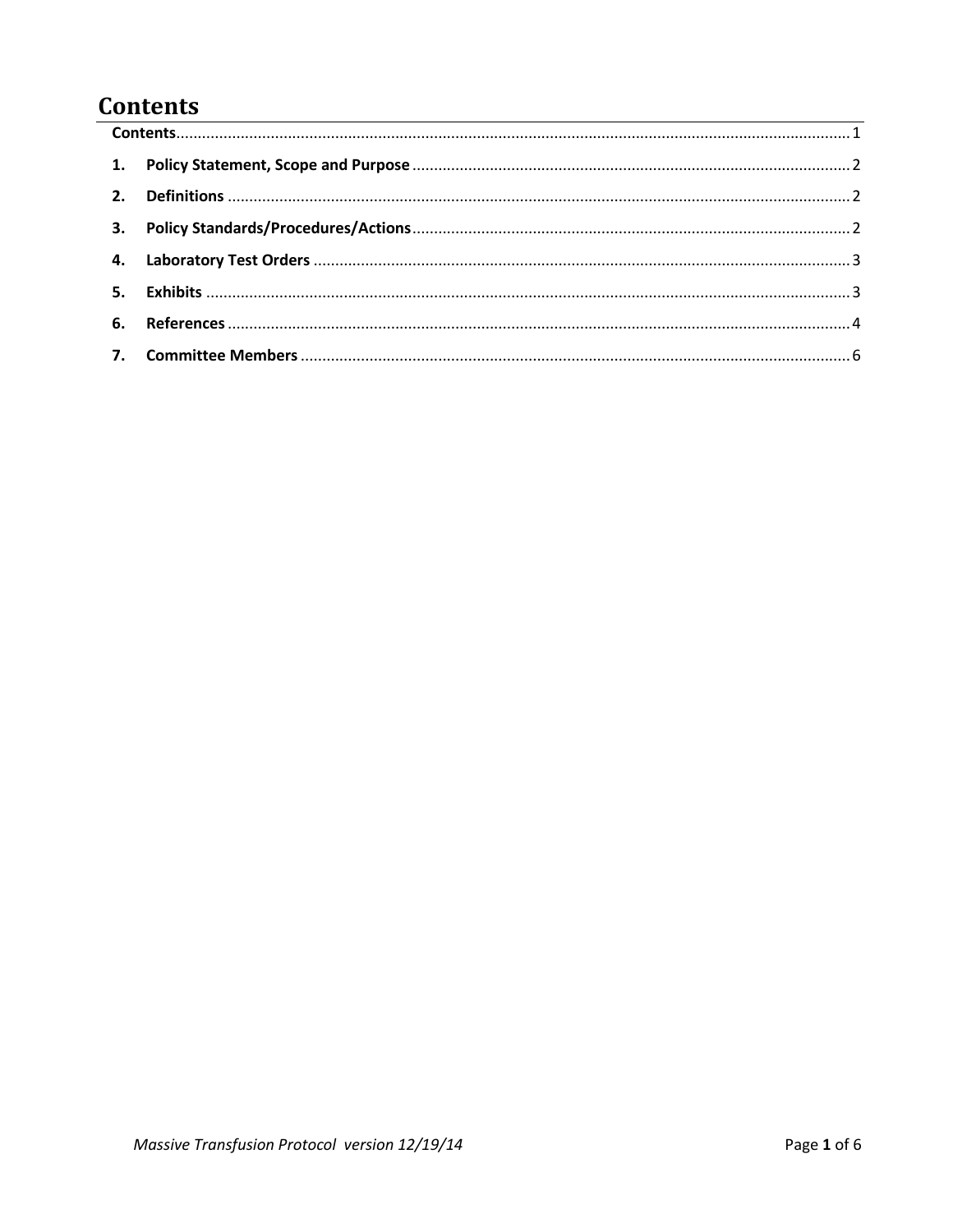# Contents

| | | |
|---|---|---|
| **Contents** | | 1 |
| **1.** | **Policy Statement, Scope and Purpose** | 2 |
| **2.** | **Definitions** | 2 |
| **3.** | **Policy Standards/Procedures/Actions** | 2 |
| **4.** | **Laboratory Test Orders** | 3 |
| **5.** | **Exhibits** | 3 |
| **6.** | **References** | 4 |
| **7.** | **Committee Members** | 6 |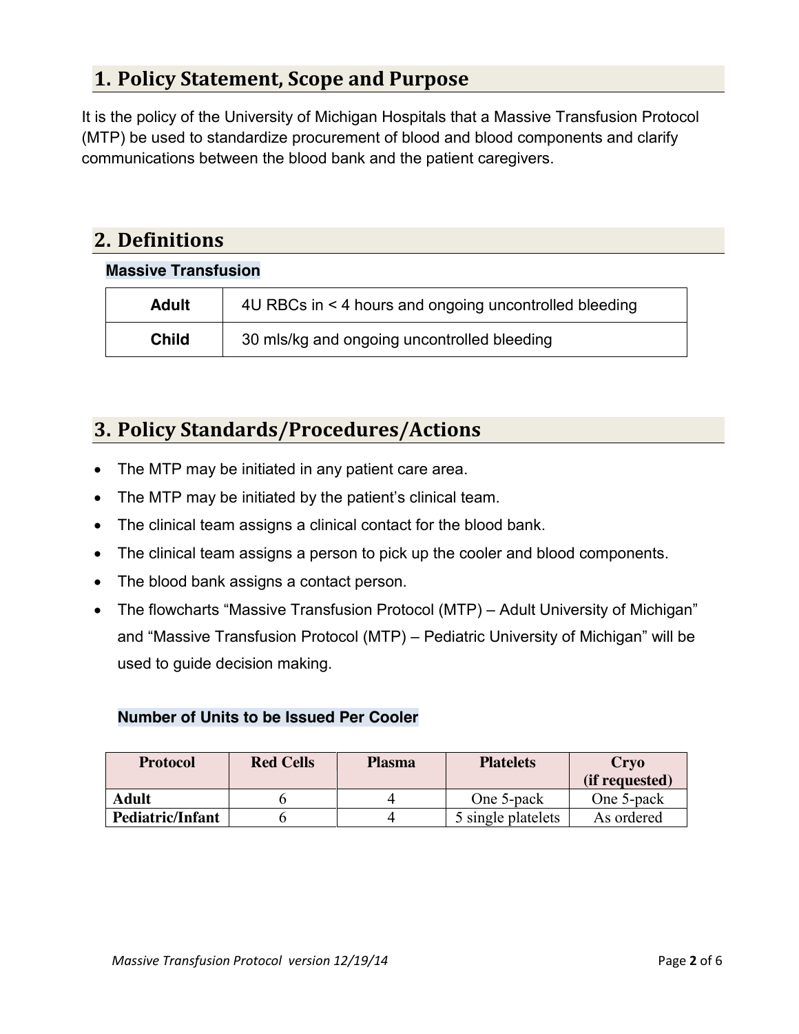## 1. Policy Statement, Scope and Purpose

It is the policy of the University of Michigan Hospitals that a Massive Transfusion Protocol (MTP) be used to standardize procurement of blood and blood components and clarify communications between the blood bank and the patient caregivers.

## 2. Definitions

### Massive Transfusion

| | |
|---|---|
| **Adult** | 4U RBCs in < 4 hours and ongoing uncontrolled bleeding |
| **Child** | 30 mls/kg and ongoing uncontrolled bleeding |

## 3. Policy Standards/Procedures/Actions

- The MTP may be initiated in any patient care area.
- The MTP may be initiated by the patient's clinical team.
- The clinical team assigns a clinical contact for the blood bank.
- The clinical team assigns a person to pick up the cooler and blood components.
- The blood bank assigns a contact person.
- The flowcharts "Massive Transfusion Protocol (MTP) – Adult University of Michigan" and "Massive Transfusion Protocol (MTP) – Pediatric University of Michigan" will be used to guide decision making.

### Number of Units to be Issued Per Cooler

| Protocol | Red Cells | Plasma | Platelets | Cryo (if requested) |
|---|---|---|---|---|
| **Adult** | 6 | 4 | One 5-pack | One 5-pack |
| **Pediatric/Infant** | 6 | 4 | 5 single platelets | As ordered |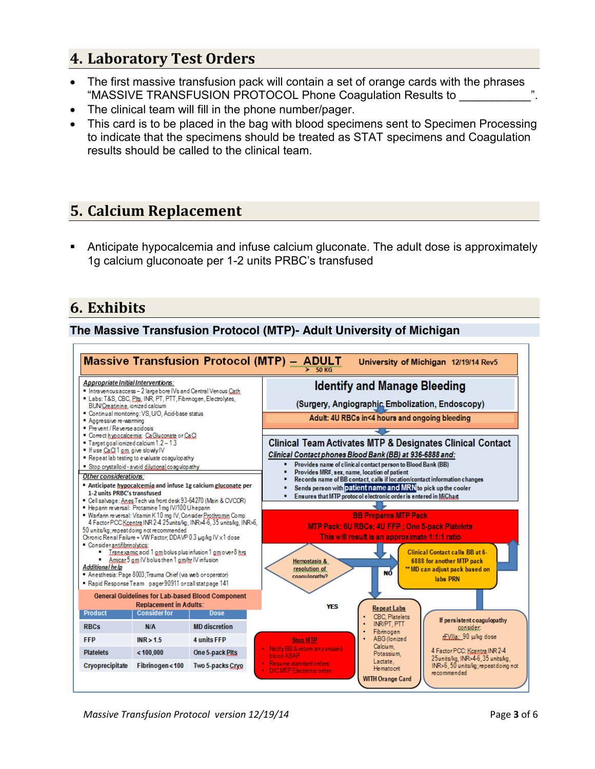## 4. Laboratory Test Orders

- The first massive transfusion pack will contain a set of orange cards with the phrases "MASSIVE TRANSFUSION PROTOCOL Phone Coagulation Results to ___________".
- The clinical team will fill in the phone number/pager.
- This card is to be placed in the bag with blood specimens sent to Specimen Processing to indicate that the specimens should be treated as STAT specimens and Coagulation results should be called to the clinical team.

## 5. Calcium Replacement

- Anticipate hypocalcemia and infuse calcium gluconate. The adult dose is approximately 1g calcium gluconoate per 1-2 units PRBC's transfused

## 6. Exhibits

### The Massive Transfusion Protocol (MTP)- Adult University of Michigan

**Massive Transfusion Protocol (MTP) – ADULT** ➤ 50 KG   University of Michigan 12/19/14 Rev5

***Appropriate Initial Interventions:***

- Intravenous access – 2 large bore IVs and Central Venous Cath
- Labs: T&S, CBC, Plts, INR, PT, PTT, Fibrinogen, Electrolytes, BUN/Creatinine, ionized calcium
- Continual monitoring: VS, U/O, Acid-base status
- Aggressive re-warming
- Prevent / Reverse acidosis
- Correct hypocalcemia: CaGluconate or CaCl
- Target goal ionized calcium 1.2 – 1.3
- If use CaCl 1 gm, give slowly IV
- Repeat lab testing to evaluate coagulopathy
- Stop crystalloid - avoid dilutional coagulopathy

***Other considerations:***

- **Anticipate hypocalcemia and infuse 1g calcium gluconate per 1-2 units PRBC's transfused**
- Cell salvage: Anes Tech via front desk 93-64270 (Main & CVCOR)
- Heparin reversal: Protamine 1 mg IV/100 U heparin
- Warfarin reversal: Vitamin K 10 mg IV; Consider Prothromin Comp 4 Factor PCC Kcentra INR 2-4 25units/kg, INR>4-6, 35 units/kg, INR>6, 50 units/kg; repeat doing not recommended
- Chronic Renal Failure + VW Factor; DDAVP 0.3 µg/kg IV x 1 dose
- Consider antifibrinolytics:
  - Tranexamic acid 1 gm bolus plus infusion 1 gm over 8 hrs
  - Amicar 5 gm IV bolus then 1 gm/hr IV infusion

***Additional help***

- Anesthesia: Page 8003; Trauma Chief (via web or operator)
- Rapid Response Team pager 90911 or call stat page 141

**General Guidelines for Lab-based Blood Component Replacement in Adults:**

| Product | Consider for | Dose |
|---|---|---|
| RBCs | N/A | MD discretion |
| FFP | INR > 1.5 | 4 units FFP |
| Platelets | < 100,000 | One 5-pack Plts |
| Cryoprecipitate | Fibrinogen < 100 | Two 5-packs Cryo |

**Identify and Manage Bleeding**

(Surgery, Angiographic Embolization, Endoscopy)

Adult: 4U RBCs in<4 hours and ongoing bleeding

**Clinical Team Activates MTP & Designates Clinical Contact**

*Clinical Contact phones Blood Bank (BB) at 936-6888 and:*

- Provides name of clinical contact person to Blood Bank (BB)
- Provides MR#, sex, name, location of patient
- Records name of BB contact, calls if location/contact information changes
- Sends person with patient name and MRN to pick up the cooler
- Ensures that MTP protocol electronic order is entered in MiChart

**BB Prepares MTP Pack**

MTP Pack: 6U RBCs; 4U FFP ; One 5-pack Platelets

This will result is an approximate 1:1:1 ratio

Hemostasis & resolution of coagulopathy?

NO → Clinical Contact calls BB at 6-6888 for another MTP pack ** MD can adjust pack based on labs PRN

YES → **Stop MTP**

- Notify BB & return any unused blood ASAP
- Resume standard orders
- D/C MTP Electronic order

**Repeat Labs**

- CBC, Platelets
- INR/PT, PTT
- Fibrinogen
- ABG (Ionized Calcium, Potassium, Lactate, Hematocrit

WITH Orange Card

If persistent coagulopathy consider:

rFVIIa: 90 µ/kg dose

4 Factor PCC: Kcentra INR 2-4 25units/kg, INR>4-6, 35 units/kg, INR>6, 50 units/kg; repeat doing not recommended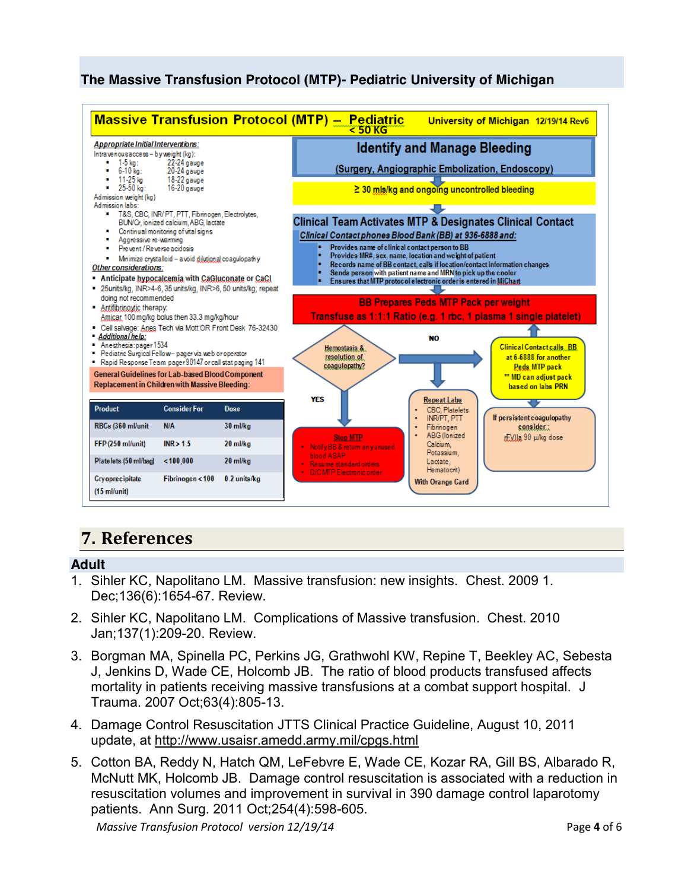## The Massive Transfusion Protocol (MTP)- Pediatric University of Michigan

**Massive Transfusion Protocol (MTP) – Pediatric < 50 KG** — University of Michigan 12/19/14 Rev6

***Appropriate Initial Interventions:***

Intravenous access – by weight (kg):

- 1-5 kg: 22-24 gauge
- 6-10 kg: 20-24 gauge
- 11-25 kg 18-22 gauge
- 25-50 kg: 16-20 gauge

Admission weight (kg)

Admission labs:

- T&S, CBC, INR/PT, PTT, Fibrinogen, Electrolytes, BUN/Cr, ionized calcium, ABG, lactate
- Continual monitoring of vital signs
- Aggressive re-warming
- Prevent / Reverse acidosis
- Minimize crystalloid – avoid dilutional coagulopathy

***Other considerations:***

- Anticipate hypocalcemia with CaGluconate or CaCl
- 25units/kg, INR>4-6, 35 units/kg, INR>6, 50 units/kg; repeat doing not recommended
- Antifibrinoytic therapy: Amicar 100 mg/kg bolus then 33.3 mg/kg/hour
- Cell salvage: Anes Tech via Mott OR Front Desk 76-32430
- ***Additional help:***
- Anesthesia: pager 1534
- Pediatric Surgical Fellow – pager via web or operator
- Rapid Response Team pager 90147 or call stat paging 141

**General Guidelines for Lab-based Blood Component Replacement in Children with Massive Bleeding:**

| Product | Consider For | Dose |
|---|---|---|
| RBCs (360 ml/unit | N/A | 30 ml/kg |
| FFP (250 ml/unit) | INR > 1.5 | 20 ml/kg |
| Platelets (50 ml/bag) | < 100,000 | 20 ml/kg |
| Cryoprecipitate (15 ml/unit) | Fibrinogen < 100 | 0.2 units/kg |

**Identify and Manage Bleeding**

(Surgery, Angiographic Embolization, Endoscopy)

≥ 30 mls/kg and ongoing uncontrolled bleeding

**Clinical Team Activates MTP & Designates Clinical Contact**

*Clinical Contact phones Blood Bank (BB) at 936-6888 and:*

- Provides name of clinical contact person to BB
- Provides MR#, sex, name, location and weight of patient
- Records name of BB contact, calls if location/contact information changes
- Sends person with patient name and MRN to pick up the cooler
- Ensures that MTP protocol electronic order is entered in MiChart

**BB Prepares Peds MTP Pack per weight**

**Transfuse as 1:1:1 Ratio (e.g. 1 rbc, 1 plasma 1 single platelet)**

Hemostasis & resolution of coagulopathy?

YES → **Stop MTP**

- Notify BB & return any unused blood ASAP
- Resume standard orders
- D/C MTP Electronic order

NO → **Repeat Labs**

- CBC, Platelets
- INR/PT, PTT
- Fibrinogen
- ABG (Ionized Calcium, Potassium, Lactate, Hematocrit)

With Orange Card

NO → Clinical Contact calls BB at 6-6888 for another Peds MTP pack

** MD can adjust pack based on labs PRN

If persistent coagulopathy consider: rFVIIa 90 μ/kg dose

# 7. References

## Adult

1. Sihler KC, Napolitano LM. Massive transfusion: new insights. Chest. 2009 1. Dec;136(6):1654-67. Review.
2. Sihler KC, Napolitano LM. Complications of Massive transfusion. Chest. 2010 Jan;137(1):209-20. Review.
3. Borgman MA, Spinella PC, Perkins JG, Grathwohl KW, Repine T, Beekley AC, Sebesta J, Jenkins D, Wade CE, Holcomb JB. The ratio of blood products transfused affects mortality in patients receiving massive transfusions at a combat support hospital. J Trauma. 2007 Oct;63(4):805-13.
4. Damage Control Resuscitation JTTS Clinical Practice Guideline, August 10, 2011 update, at http://www.usaisr.amedd.army.mil/cpgs.html
5. Cotton BA, Reddy N, Hatch QM, LeFebvre E, Wade CE, Kozar RA, Gill BS, Albarado R, McNutt MK, Holcomb JB. Damage control resuscitation is associated with a reduction in resuscitation volumes and improvement in survival in 390 damage control laparotomy patients. Ann Surg. 2011 Oct;254(4):598-605.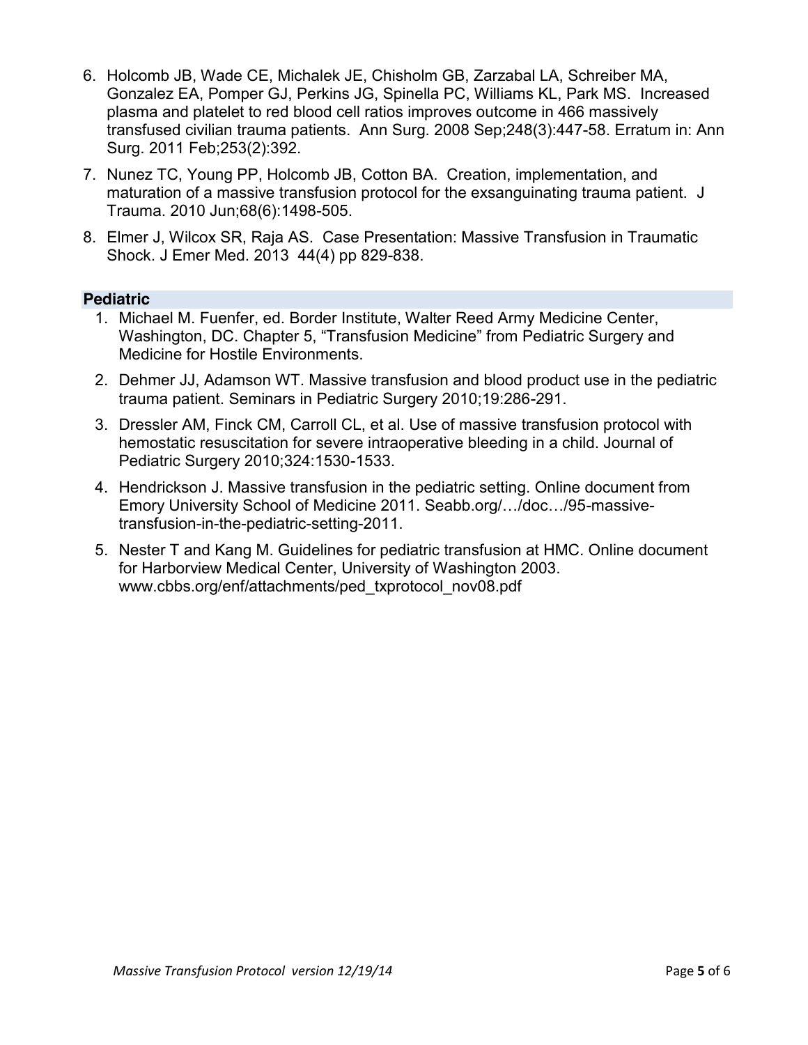6. Holcomb JB, Wade CE, Michalek JE, Chisholm GB, Zarzabal LA, Schreiber MA, Gonzalez EA, Pomper GJ, Perkins JG, Spinella PC, Williams KL, Park MS. Increased plasma and platelet to red blood cell ratios improves outcome in 466 massively transfused civilian trauma patients. Ann Surg. 2008 Sep;248(3):447-58. Erratum in: Ann Surg. 2011 Feb;253(2):392.
7. Nunez TC, Young PP, Holcomb JB, Cotton BA. Creation, implementation, and maturation of a massive transfusion protocol for the exsanguinating trauma patient. J Trauma. 2010 Jun;68(6):1498-505.
8. Elmer J, Wilcox SR, Raja AS. Case Presentation: Massive Transfusion in Traumatic Shock. J Emer Med. 2013 44(4) pp 829-838.

## Pediatric

1. Michael M. Fuenfer, ed. Border Institute, Walter Reed Army Medicine Center, Washington, DC. Chapter 5, "Transfusion Medicine" from Pediatric Surgery and Medicine for Hostile Environments.
2. Dehmer JJ, Adamson WT. Massive transfusion and blood product use in the pediatric trauma patient. Seminars in Pediatric Surgery 2010;19:286-291.
3. Dressler AM, Finck CM, Carroll CL, et al. Use of massive transfusion protocol with hemostatic resuscitation for severe intraoperative bleeding in a child. Journal of Pediatric Surgery 2010;324:1530-1533.
4. Hendrickson J. Massive transfusion in the pediatric setting. Online document from Emory University School of Medicine 2011. Seabb.org/…/doc…/95-massive-transfusion-in-the-pediatric-setting-2011.
5. Nester T and Kang M. Guidelines for pediatric transfusion at HMC. Online document for Harborview Medical Center, University of Washington 2003. www.cbbs.org/enf/attachments/ped_txprotocol_nov08.pdf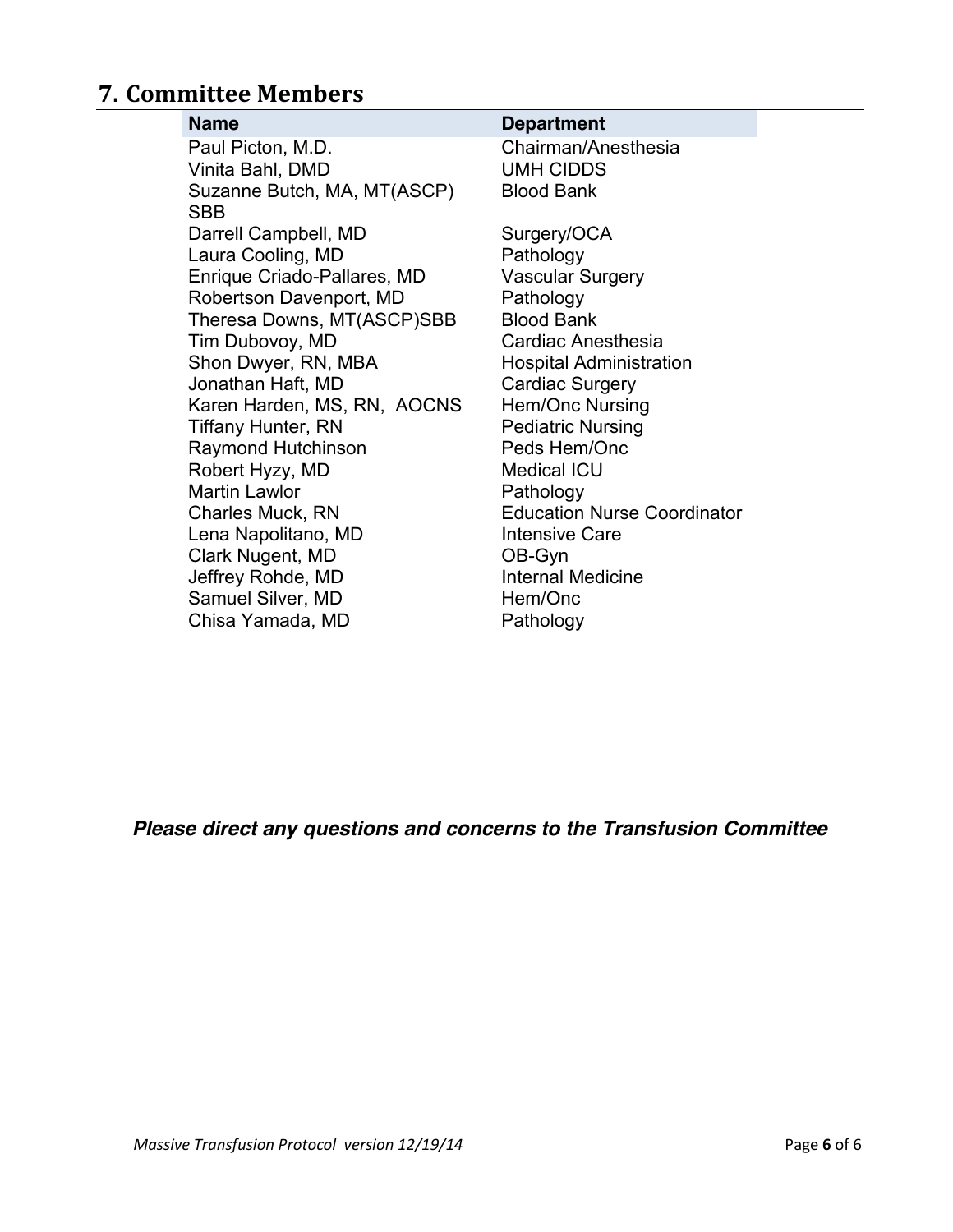## 7. Committee Members

| Name | Department |
| --- | --- |
| Paul Picton, M.D. | Chairman/Anesthesia |
| Vinita Bahl, DMD | UMH CIDDS |
| Suzanne Butch, MA, MT(ASCP) SBB | Blood Bank |
| Darrell Campbell, MD | Surgery/OCA |
| Laura Cooling, MD | Pathology |
| Enrique Criado-Pallares, MD | Vascular Surgery |
| Robertson Davenport, MD | Pathology |
| Theresa Downs, MT(ASCP)SBB | Blood Bank |
| Tim Dubovoy, MD | Cardiac Anesthesia |
| Shon Dwyer, RN, MBA | Hospital Administration |
| Jonathan Haft, MD | Cardiac Surgery |
| Karen Harden, MS, RN, AOCNS | Hem/Onc Nursing |
| Tiffany Hunter, RN | Pediatric Nursing |
| Raymond Hutchinson | Peds Hem/Onc |
| Robert Hyzy, MD | Medical ICU |
| Martin Lawlor | Pathology |
| Charles Muck, RN | Education Nurse Coordinator |
| Lena Napolitano, MD | Intensive Care |
| Clark Nugent, MD | OB-Gyn |
| Jeffrey Rohde, MD | Internal Medicine |
| Samuel Silver, MD | Hem/Onc |
| Chisa Yamada, MD | Pathology |

***Please direct any questions and concerns to the Transfusion Committee***